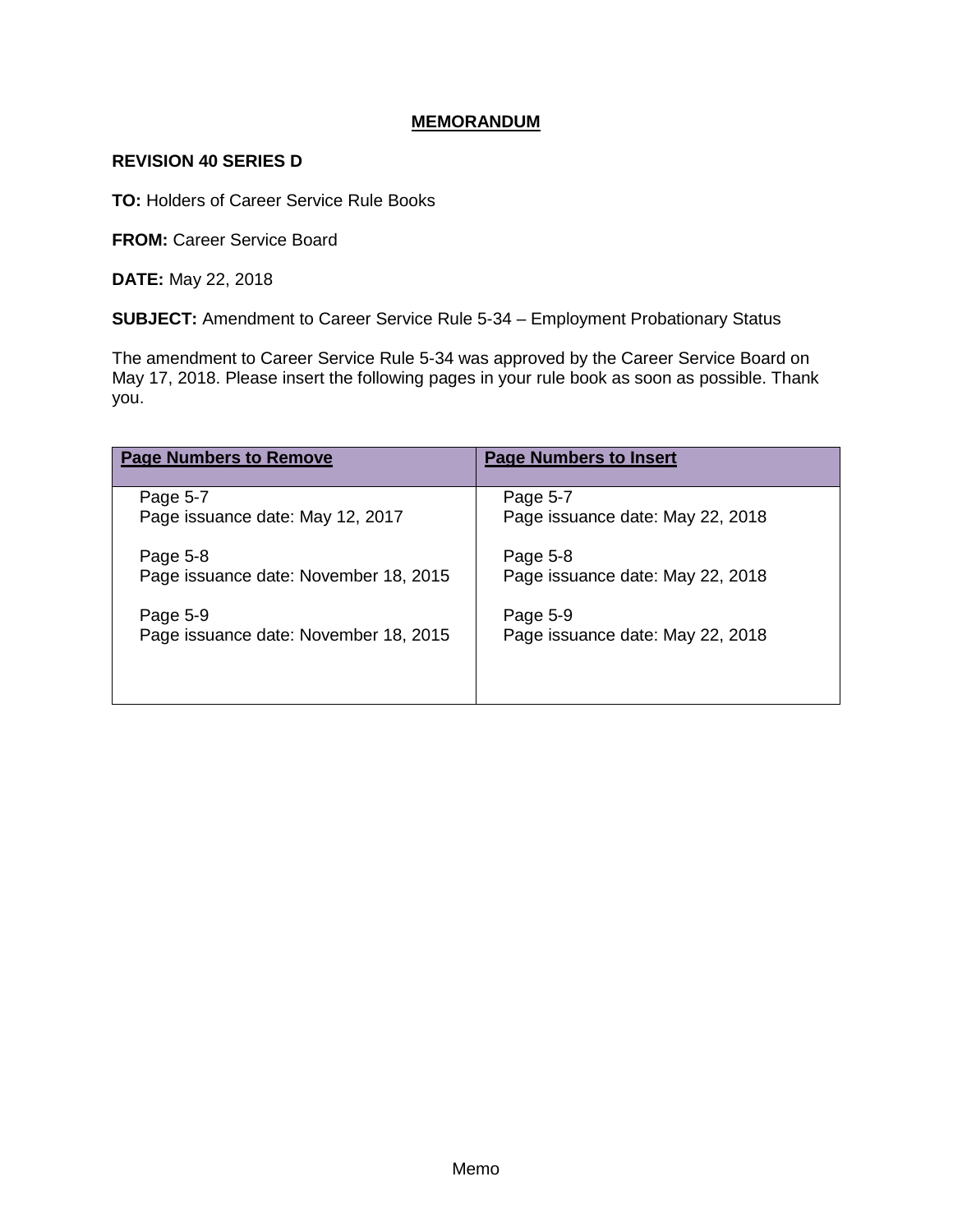# MEMORANDUM

**REVISION 40 SERIES D**

**TO:** Holders of Career Service Rule Books

**FROM:** Career Service Board

**DATE:** May 22, 2018

**SUBJECT:** Amendment to Career Service Rule 5-34 – Employment Probationary Status

The amendment to Career Service Rule 5-34 was approved by the Career Service Board on May 17, 2018. Please insert the following pages in your rule book as soon as possible. Thank you.

| Page Numbers to Remove | Page Numbers to Insert |
| --- | --- |
| Page 5-7<br>Page issuance date: May 12, 2017 | Page 5-7<br>Page issuance date: May 22, 2018 |
| Page 5-8<br>Page issuance date: November 18, 2015 | Page 5-8<br>Page issuance date: May 22, 2018 |
| Page 5-9<br>Page issuance date: November 18, 2015 | Page 5-9<br>Page issuance date: May 22, 2018 |

Memo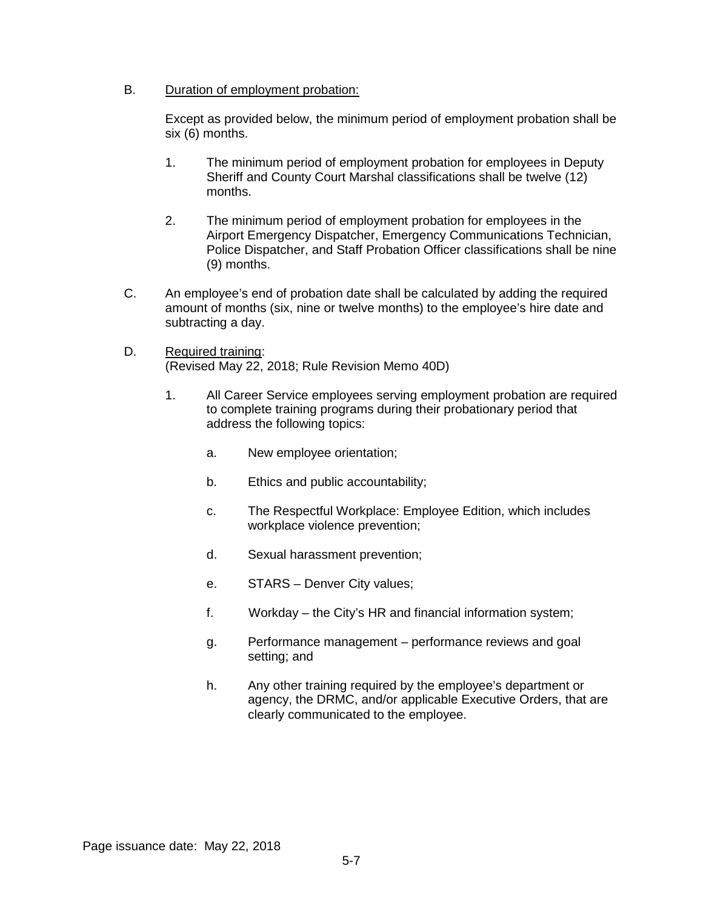B. <u>Duration of employment probation:</u>

Except as provided below, the minimum period of employment probation shall be six (6) months.

1. The minimum period of employment probation for employees in Deputy Sheriff and County Court Marshal classifications shall be twelve (12) months.

2. The minimum period of employment probation for employees in the Airport Emergency Dispatcher, Emergency Communications Technician, Police Dispatcher, and Staff Probation Officer classifications shall be nine (9) months.

C. An employee's end of probation date shall be calculated by adding the required amount of months (six, nine or twelve months) to the employee's hire date and subtracting a day.

D. <u>Required training</u>:
(Revised May 22, 2018; Rule Revision Memo 40D)

1. All Career Service employees serving employment probation are required to complete training programs during their probationary period that address the following topics:

   a. New employee orientation;

   b. Ethics and public accountability;

   c. The Respectful Workplace: Employee Edition, which includes workplace violence prevention;

   d. Sexual harassment prevention;

   e. STARS – Denver City values;

   f. Workday – the City's HR and financial information system;

   g. Performance management – performance reviews and goal setting; and

   h. Any other training required by the employee's department or agency, the DRMC, and/or applicable Executive Orders, that are clearly communicated to the employee.

Page issuance date: May 22, 2018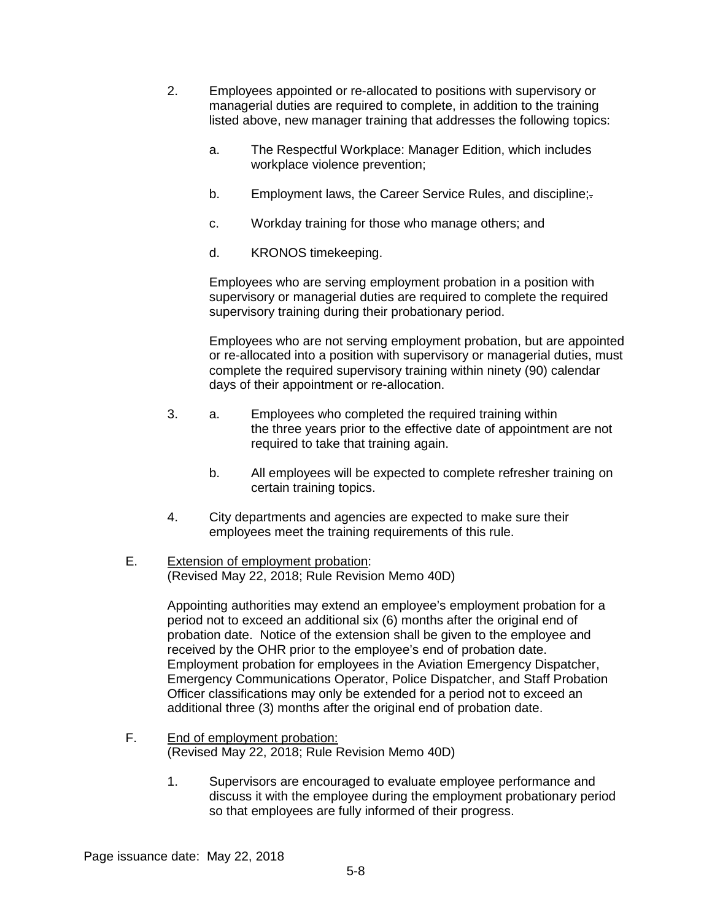2. Employees appointed or re-allocated to positions with supervisory or managerial duties are required to complete, in addition to the training listed above, new manager training that addresses the following topics:

   a. The Respectful Workplace: Manager Edition, which includes workplace violence prevention;

   b. Employment laws, the Career Service Rules, and discipline;~~.~~

   c. Workday training for those who manage others; and

   d. KRONOS timekeeping.

   Employees who are serving employment probation in a position with supervisory or managerial duties are required to complete the required supervisory training during their probationary period.

   Employees who are not serving employment probation, but are appointed or re-allocated into a position with supervisory or managerial duties, must complete the required supervisory training within ninety (90) calendar days of their appointment or re-allocation.

3. a. Employees who completed the required training within the three years prior to the effective date of appointment are not required to take that training again.

   b. All employees will be expected to complete refresher training on certain training topics.

4. City departments and agencies are expected to make sure their employees meet the training requirements of this rule.

E. Extension of employment probation:
(Revised May 22, 2018; Rule Revision Memo 40D)

Appointing authorities may extend an employee's employment probation for a period not to exceed an additional six (6) months after the original end of probation date. Notice of the extension shall be given to the employee and received by the OHR prior to the employee's end of probation date. Employment probation for employees in the Aviation Emergency Dispatcher, Emergency Communications Operator, Police Dispatcher, and Staff Probation Officer classifications may only be extended for a period not to exceed an additional three (3) months after the original end of probation date.

F. End of employment probation:
(Revised May 22, 2018; Rule Revision Memo 40D)

1. Supervisors are encouraged to evaluate employee performance and discuss it with the employee during the employment probationary period so that employees are fully informed of their progress.

Page issuance date: May 22, 2018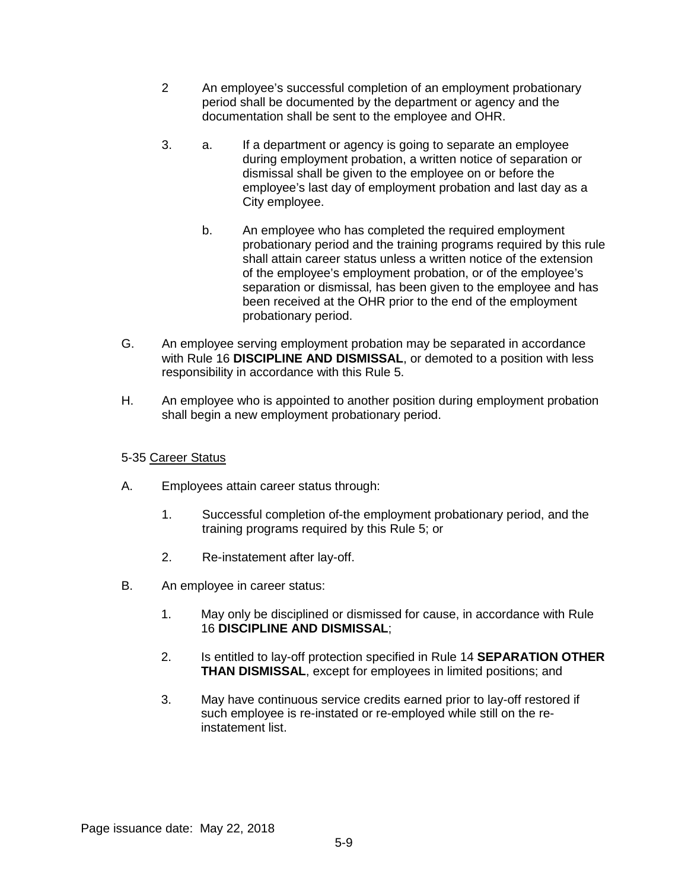2. An employee's successful completion of an employment probationary period shall be documented by the department or agency and the documentation shall be sent to the employee and OHR.

3. a. If a department or agency is going to separate an employee during employment probation, a written notice of separation or dismissal shall be given to the employee on or before the employee's last day of employment probation and last day as a City employee.

   b. An employee who has completed the required employment probationary period and the training programs required by this rule shall attain career status unless a written notice of the extension of the employee's employment probation, or of the employee's separation or dismissal, has been given to the employee and has been received at the OHR prior to the end of the employment probationary period.

G. An employee serving employment probation may be separated in accordance with Rule 16 **DISCIPLINE AND DISMISSAL**, or demoted to a position with less responsibility in accordance with this Rule 5.

H. An employee who is appointed to another position during employment probation shall begin a new employment probationary period.

5-35 Career Status

A. Employees attain career status through:

   1. Successful completion of-the employment probationary period, and the training programs required by this Rule 5; or

   2. Re-instatement after lay-off.

B. An employee in career status:

   1. May only be disciplined or dismissed for cause, in accordance with Rule 16 **DISCIPLINE AND DISMISSAL**;

   2. Is entitled to lay-off protection specified in Rule 14 **SEPARATION OTHER THAN DISMISSAL**, except for employees in limited positions; and

   3. May have continuous service credits earned prior to lay-off restored if such employee is re-instated or re-employed while still on the re-instatement list.

Page issuance date: May 22, 2018